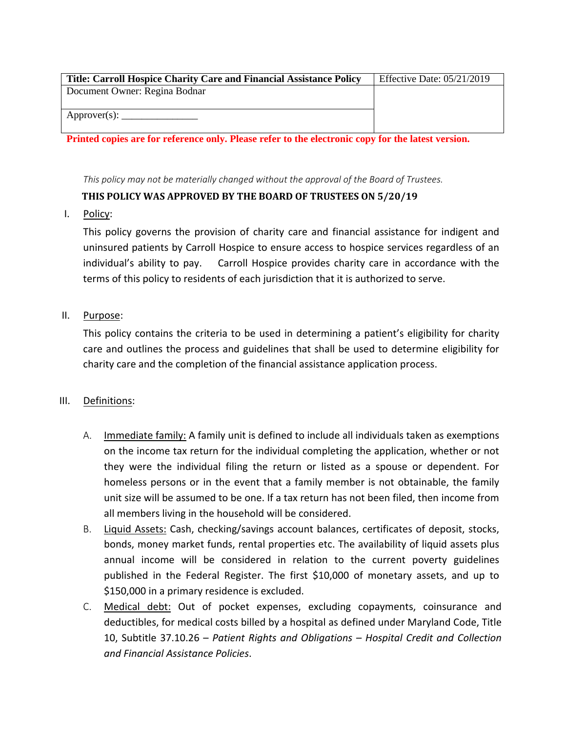| **Title: Carroll Hospice Charity Care and Financial Assistance Policy** | Effective Date: 05/21/2019 |
|---|---|
| Document Owner: Regina Bodnar | |
| Approver(s): _______________ | |

**Printed copies are for reference only. Please refer to the electronic copy for the latest version.**

*This policy may not be materially changed without the approval of the Board of Trustees.*

**THIS POLICY WAS APPROVED BY THE BOARD OF TRUSTEES ON 5/20/19**

I. Policy:

This policy governs the provision of charity care and financial assistance for indigent and uninsured patients by Carroll Hospice to ensure access to hospice services regardless of an individual's ability to pay. Carroll Hospice provides charity care in accordance with the terms of this policy to residents of each jurisdiction that it is authorized to serve.

II. Purpose:

This policy contains the criteria to be used in determining a patient's eligibility for charity care and outlines the process and guidelines that shall be used to determine eligibility for charity care and the completion of the financial assistance application process.

III. Definitions:

A. Immediate family: A family unit is defined to include all individuals taken as exemptions on the income tax return for the individual completing the application, whether or not they were the individual filing the return or listed as a spouse or dependent. For homeless persons or in the event that a family member is not obtainable, the family unit size will be assumed to be one. If a tax return has not been filed, then income from all members living in the household will be considered.

B. Liquid Assets: Cash, checking/savings account balances, certificates of deposit, stocks, bonds, money market funds, rental properties etc. The availability of liquid assets plus annual income will be considered in relation to the current poverty guidelines published in the Federal Register. The first $10,000 of monetary assets, and up to $150,000 in a primary residence is excluded.

C. Medical debt: Out of pocket expenses, excluding copayments, coinsurance and deductibles, for medical costs billed by a hospital as defined under Maryland Code, Title 10, Subtitle 37.10.26 – *Patient Rights and Obligations – Hospital Credit and Collection and Financial Assistance Policies*.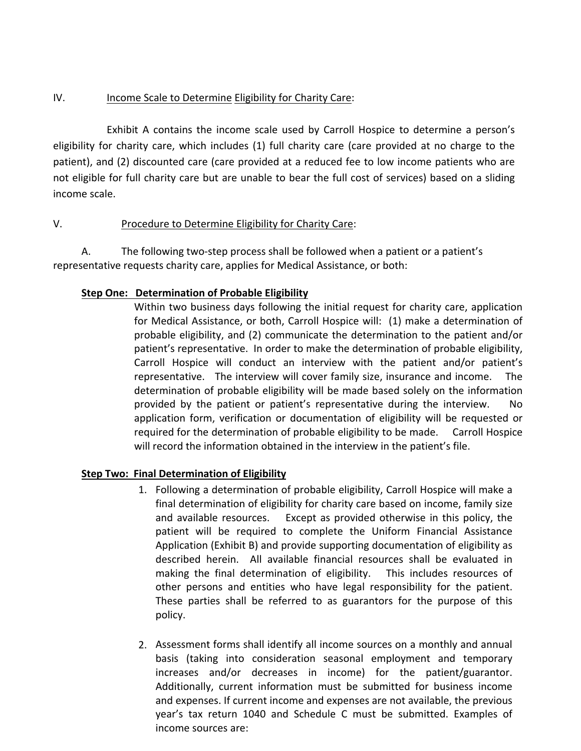IV. Income Scale to Determine Eligibility for Charity Care:

Exhibit A contains the income scale used by Carroll Hospice to determine a person's eligibility for charity care, which includes (1) full charity care (care provided at no charge to the patient), and (2) discounted care (care provided at a reduced fee to low income patients who are not eligible for full charity care but are unable to bear the full cost of services) based on a sliding income scale.

V. Procedure to Determine Eligibility for Charity Care:

A. The following two-step process shall be followed when a patient or a patient's representative requests charity care, applies for Medical Assistance, or both:

**Step One: Determination of Probable Eligibility**

Within two business days following the initial request for charity care, application for Medical Assistance, or both, Carroll Hospice will: (1) make a determination of probable eligibility, and (2) communicate the determination to the patient and/or patient's representative. In order to make the determination of probable eligibility, Carroll Hospice will conduct an interview with the patient and/or patient's representative. The interview will cover family size, insurance and income. The determination of probable eligibility will be made based solely on the information provided by the patient or patient's representative during the interview. No application form, verification or documentation of eligibility will be requested or required for the determination of probable eligibility to be made. Carroll Hospice will record the information obtained in the interview in the patient's file.

**Step Two: Final Determination of Eligibility**

1. Following a determination of probable eligibility, Carroll Hospice will make a final determination of eligibility for charity care based on income, family size and available resources. Except as provided otherwise in this policy, the patient will be required to complete the Uniform Financial Assistance Application (Exhibit B) and provide supporting documentation of eligibility as described herein. All available financial resources shall be evaluated in making the final determination of eligibility. This includes resources of other persons and entities who have legal responsibility for the patient. These parties shall be referred to as guarantors for the purpose of this policy.

2. Assessment forms shall identify all income sources on a monthly and annual basis (taking into consideration seasonal employment and temporary increases and/or decreases in income) for the patient/guarantor. Additionally, current information must be submitted for business income and expenses. If current income and expenses are not available, the previous year's tax return 1040 and Schedule C must be submitted. Examples of income sources are: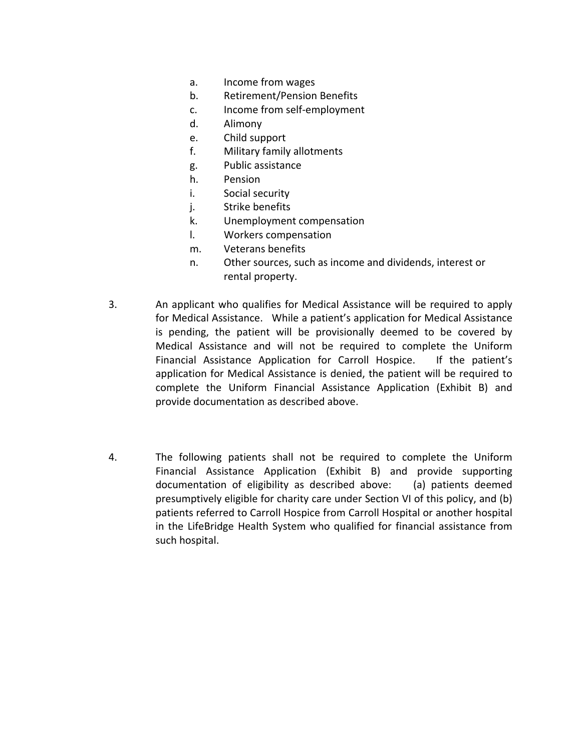a. Income from wages
b. Retirement/Pension Benefits
c. Income from self-employment
d. Alimony
e. Child support
f. Military family allotments
g. Public assistance
h. Pension
i. Social security
j. Strike benefits
k. Unemployment compensation
l. Workers compensation
m. Veterans benefits
n. Other sources, such as income and dividends, interest or rental property.

3. An applicant who qualifies for Medical Assistance will be required to apply for Medical Assistance. While a patient's application for Medical Assistance is pending, the patient will be provisionally deemed to be covered by Medical Assistance and will not be required to complete the Uniform Financial Assistance Application for Carroll Hospice. If the patient's application for Medical Assistance is denied, the patient will be required to complete the Uniform Financial Assistance Application (Exhibit B) and provide documentation as described above.

4. The following patients shall not be required to complete the Uniform Financial Assistance Application (Exhibit B) and provide supporting documentation of eligibility as described above: (a) patients deemed presumptively eligible for charity care under Section VI of this policy, and (b) patients referred to Carroll Hospice from Carroll Hospital or another hospital in the LifeBridge Health System who qualified for financial assistance from such hospital.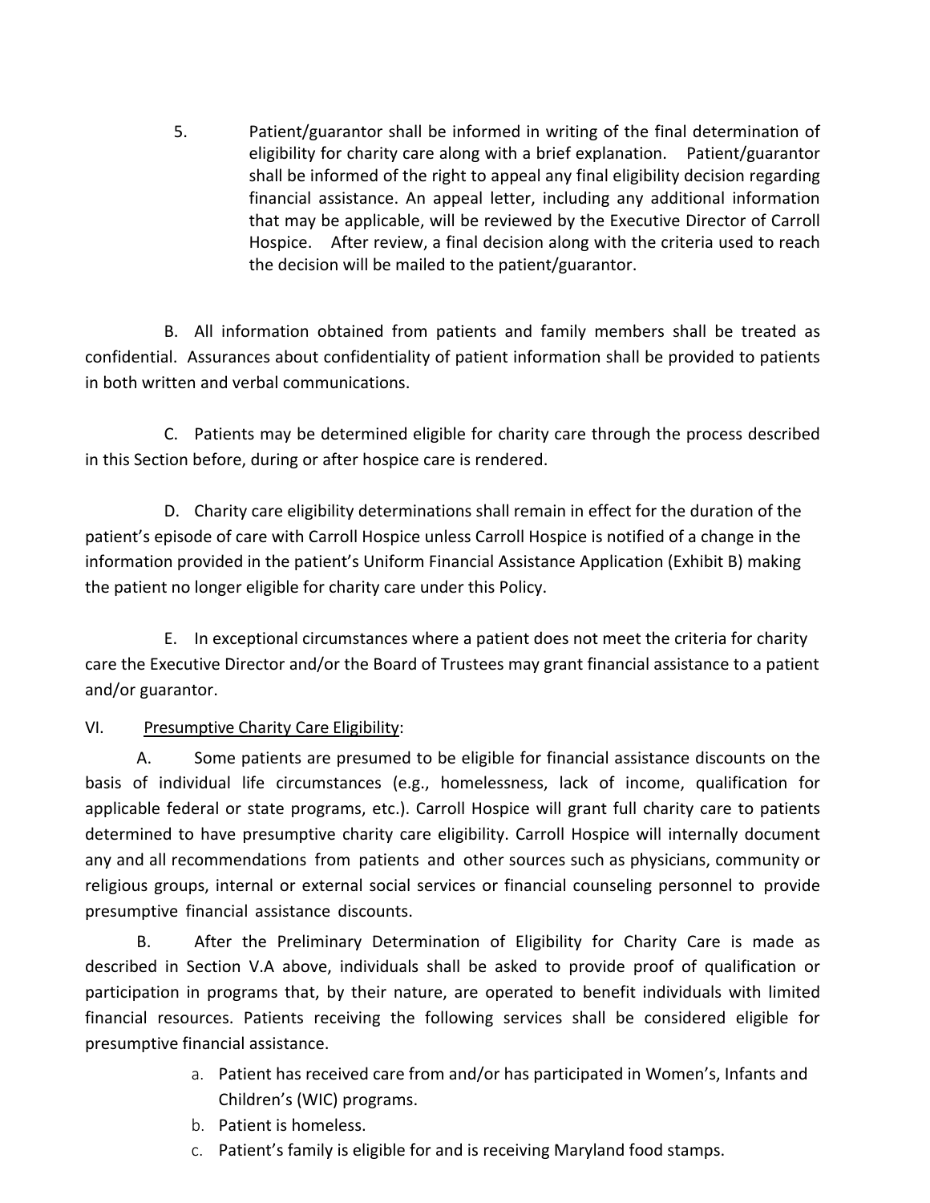5. Patient/guarantor shall be informed in writing of the final determination of eligibility for charity care along with a brief explanation. Patient/guarantor shall be informed of the right to appeal any final eligibility decision regarding financial assistance. An appeal letter, including any additional information that may be applicable, will be reviewed by the Executive Director of Carroll Hospice. After review, a final decision along with the criteria used to reach the decision will be mailed to the patient/guarantor.

B. All information obtained from patients and family members shall be treated as confidential. Assurances about confidentiality of patient information shall be provided to patients in both written and verbal communications.

C. Patients may be determined eligible for charity care through the process described in this Section before, during or after hospice care is rendered.

D. Charity care eligibility determinations shall remain in effect for the duration of the patient's episode of care with Carroll Hospice unless Carroll Hospice is notified of a change in the information provided in the patient's Uniform Financial Assistance Application (Exhibit B) making the patient no longer eligible for charity care under this Policy.

E. In exceptional circumstances where a patient does not meet the criteria for charity care the Executive Director and/or the Board of Trustees may grant financial assistance to a patient and/or guarantor.

VI. <u>Presumptive Charity Care Eligibility</u>:

A. Some patients are presumed to be eligible for financial assistance discounts on the basis of individual life circumstances (e.g., homelessness, lack of income, qualification for applicable federal or state programs, etc.). Carroll Hospice will grant full charity care to patients determined to have presumptive charity care eligibility. Carroll Hospice will internally document any and all recommendations from patients and other sources such as physicians, community or religious groups, internal or external social services or financial counseling personnel to provide presumptive financial assistance discounts.

B. After the Preliminary Determination of Eligibility for Charity Care is made as described in Section V.A above, individuals shall be asked to provide proof of qualification or participation in programs that, by their nature, are operated to benefit individuals with limited financial resources. Patients receiving the following services shall be considered eligible for presumptive financial assistance.

a. Patient has received care from and/or has participated in Women's, Infants and Children's (WIC) programs.
b. Patient is homeless.
c. Patient's family is eligible for and is receiving Maryland food stamps.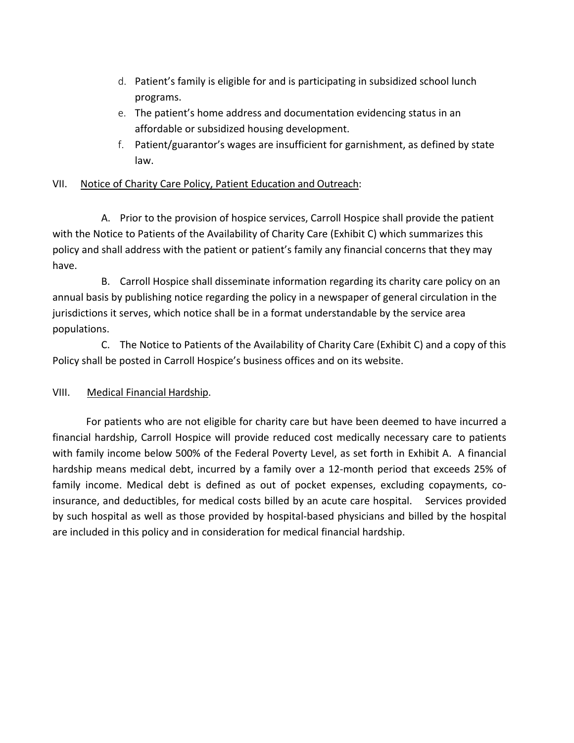d. Patient's family is eligible for and is participating in subsidized school lunch programs.
e. The patient's home address and documentation evidencing status in an affordable or subsidized housing development.
f. Patient/guarantor's wages are insufficient for garnishment, as defined by state law.

VII. Notice of Charity Care Policy, Patient Education and Outreach:

A. Prior to the provision of hospice services, Carroll Hospice shall provide the patient with the Notice to Patients of the Availability of Charity Care (Exhibit C) which summarizes this policy and shall address with the patient or patient's family any financial concerns that they may have.

B. Carroll Hospice shall disseminate information regarding its charity care policy on an annual basis by publishing notice regarding the policy in a newspaper of general circulation in the jurisdictions it serves, which notice shall be in a format understandable by the service area populations.

C. The Notice to Patients of the Availability of Charity Care (Exhibit C) and a copy of this Policy shall be posted in Carroll Hospice's business offices and on its website.

VIII. Medical Financial Hardship.

For patients who are not eligible for charity care but have been deemed to have incurred a financial hardship, Carroll Hospice will provide reduced cost medically necessary care to patients with family income below 500% of the Federal Poverty Level, as set forth in Exhibit A. A financial hardship means medical debt, incurred by a family over a 12-month period that exceeds 25% of family income. Medical debt is defined as out of pocket expenses, excluding copayments, co-insurance, and deductibles, for medical costs billed by an acute care hospital. Services provided by such hospital as well as those provided by hospital-based physicians and billed by the hospital are included in this policy and in consideration for medical financial hardship.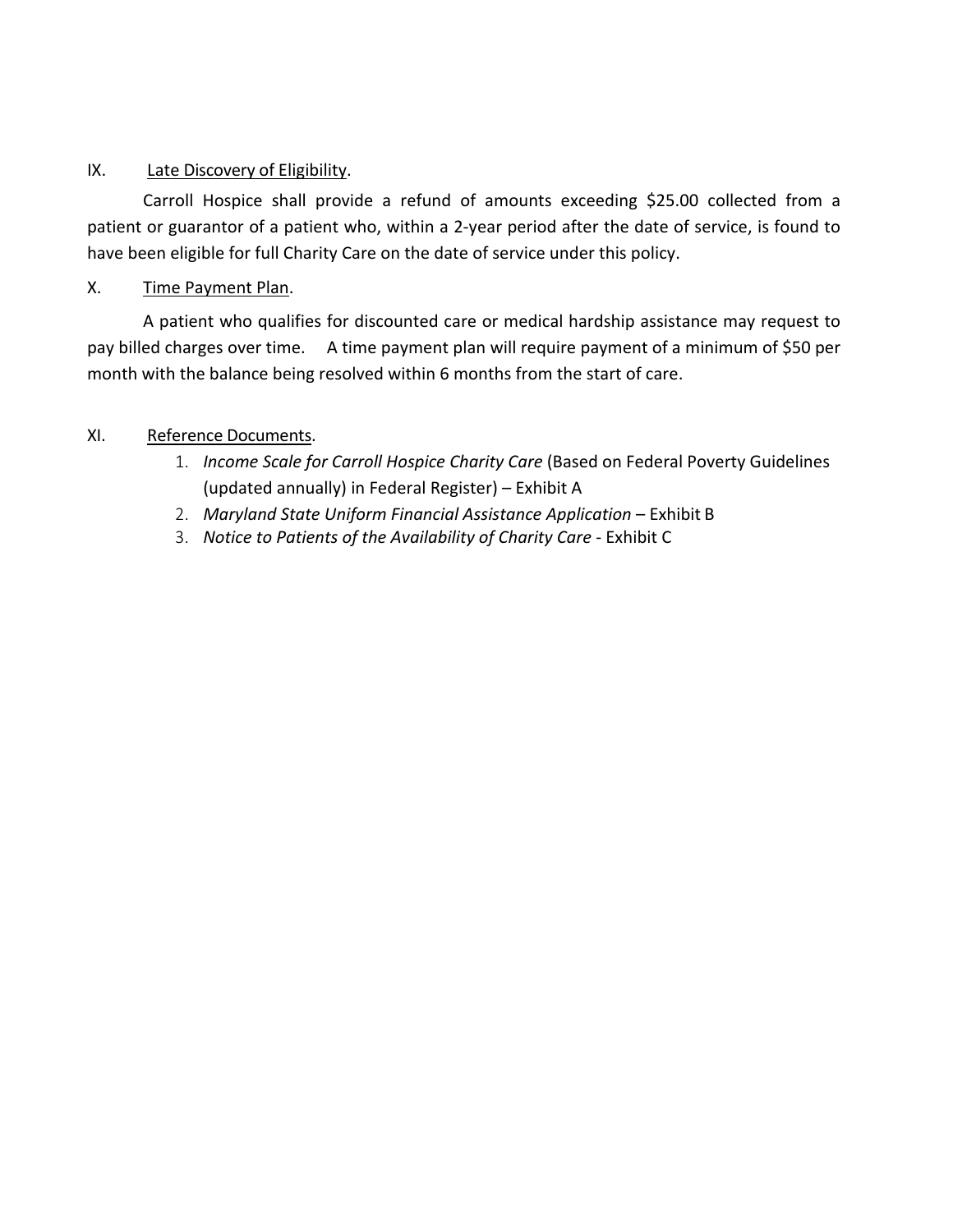IX. Late Discovery of Eligibility.

Carroll Hospice shall provide a refund of amounts exceeding $25.00 collected from a patient or guarantor of a patient who, within a 2-year period after the date of service, is found to have been eligible for full Charity Care on the date of service under this policy.

X. Time Payment Plan.

A patient who qualifies for discounted care or medical hardship assistance may request to pay billed charges over time. A time payment plan will require payment of a minimum of $50 per month with the balance being resolved within 6 months from the start of care.

XI. Reference Documents.

1. *Income Scale for Carroll Hospice Charity Care* (Based on Federal Poverty Guidelines (updated annually) in Federal Register) – Exhibit A
2. *Maryland State Uniform Financial Assistance Application* – Exhibit B
3. *Notice to Patients of the Availability of Charity Care* - Exhibit C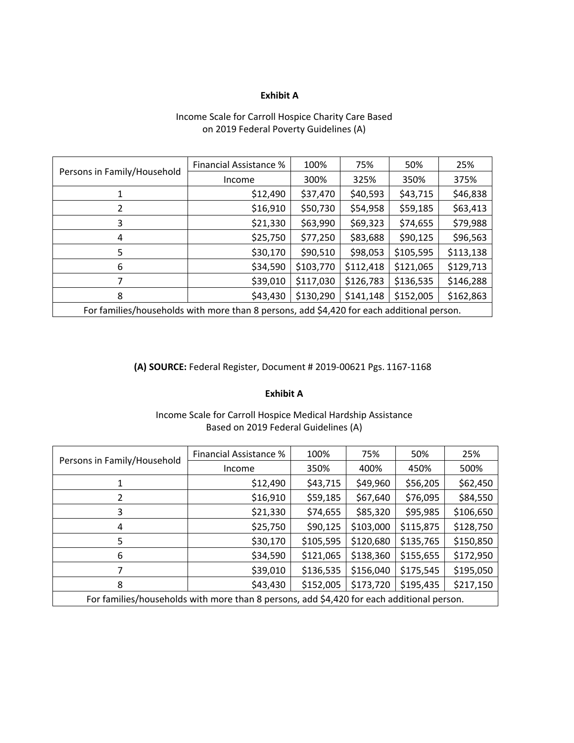**Exhibit A**

Income Scale for Carroll Hospice Charity Care Based on 2019 Federal Poverty Guidelines (A)

| Persons in Family/Household | Financial Assistance % | 100% | 75% | 50% | 25% |
|---|---|---|---|---|---|
| | Income | 300% | 325% | 350% | 375% |
| 1 | $12,490 | $37,470 | $40,593 | $43,715 | $46,838 |
| 2 | $16,910 | $50,730 | $54,958 | $59,185 | $63,413 |
| 3 | $21,330 | $63,990 | $69,323 | $74,655 | $79,988 |
| 4 | $25,750 | $77,250 | $83,688 | $90,125 | $96,563 |
| 5 | $30,170 | $90,510 | $98,053 | $105,595 | $113,138 |
| 6 | $34,590 | $103,770 | $112,418 | $121,065 | $129,713 |
| 7 | $39,010 | $117,030 | $126,783 | $136,535 | $146,288 |
| 8 | $43,430 | $130,290 | $141,148 | $152,005 | $162,863 |
| For families/households with more than 8 persons, add $4,420 for each additional person. | | | | | |

**(A) SOURCE:** Federal Register, Document # 2019-00621 Pgs. 1167-1168

**Exhibit A**

Income Scale for Carroll Hospice Medical Hardship Assistance Based on 2019 Federal Guidelines (A)

| Persons in Family/Household | Financial Assistance % | 100% | 75% | 50% | 25% |
|---|---|---|---|---|---|
| | Income | 350% | 400% | 450% | 500% |
| 1 | $12,490 | $43,715 | $49,960 | $56,205 | $62,450 |
| 2 | $16,910 | $59,185 | $67,640 | $76,095 | $84,550 |
| 3 | $21,330 | $74,655 | $85,320 | $95,985 | $106,650 |
| 4 | $25,750 | $90,125 | $103,000 | $115,875 | $128,750 |
| 5 | $30,170 | $105,595 | $120,680 | $135,765 | $150,850 |
| 6 | $34,590 | $121,065 | $138,360 | $155,655 | $172,950 |
| 7 | $39,010 | $136,535 | $156,040 | $175,545 | $195,050 |
| 8 | $43,430 | $152,005 | $173,720 | $195,435 | $217,150 |
| For families/households with more than 8 persons, add $4,420 for each additional person. | | | | | |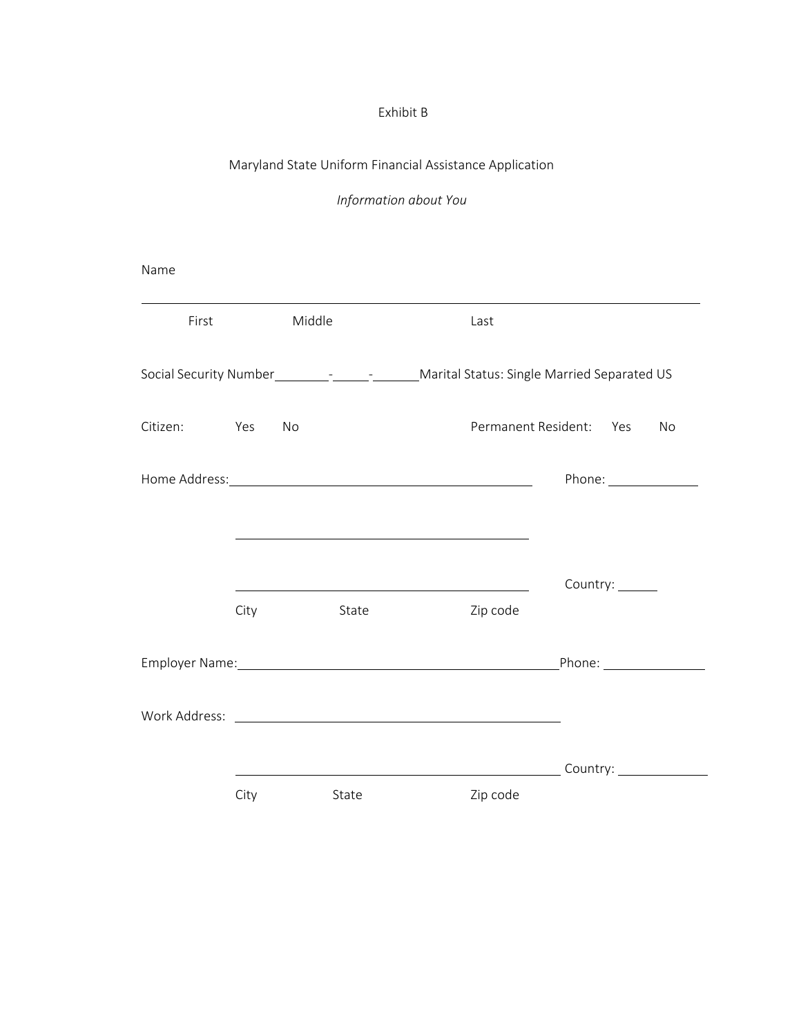Exhibit B

Maryland State Uniform Financial Assistance Application

*Information about You*

Name

\_\_\_\_\_\_\_\_\_\_\_\_\_\_\_\_\_\_\_\_\_\_\_\_\_\_\_\_\_\_\_\_\_\_\_\_\_\_\_\_\_\_\_\_\_\_\_\_\_\_\_\_\_\_\_\_\_\_\_\_\_\_\_\_\_\_\_\_

First Middle Last

Social Security Number\_\_\_\_\_\_\_\_-\_\_\_\_\_-\_\_\_\_\_\_\_Marital Status: Single Married Separated US

Citizen: Yes No Permanent Resident: Yes No

Home Address:\_\_\_\_\_\_\_\_\_\_\_\_\_\_\_\_\_\_\_\_\_\_\_\_\_\_\_\_\_\_\_\_\_\_\_\_\_\_\_\_ Phone: \_\_\_\_\_\_\_\_\_\_\_\_\_

\_\_\_\_\_\_\_\_\_\_\_\_\_\_\_\_\_\_\_\_\_\_\_\_\_\_\_\_\_\_\_\_\_\_\_\_\_\_\_\_

\_\_\_\_\_\_\_\_\_\_\_\_\_\_\_\_\_\_\_\_\_\_\_\_\_\_\_\_\_\_\_\_\_\_\_\_\_\_\_\_ Country: \_\_\_\_\_\_

City State Zip code

Employer Name:\_\_\_\_\_\_\_\_\_\_\_\_\_\_\_\_\_\_\_\_\_\_\_\_\_\_\_\_\_\_\_\_\_\_\_\_\_\_\_\_\_\_\_Phone: \_\_\_\_\_\_\_\_\_\_\_\_\_\_

Work Address: \_\_\_\_\_\_\_\_\_\_\_\_\_\_\_\_\_\_\_\_\_\_\_\_\_\_\_\_\_\_\_\_\_\_\_\_\_\_\_\_\_\_\_

\_\_\_\_\_\_\_\_\_\_\_\_\_\_\_\_\_\_\_\_\_\_\_\_\_\_\_\_\_\_\_\_\_\_\_\_\_\_\_\_\_\_\_ Country: \_\_\_\_\_\_\_\_\_\_\_\_\_

City State Zip code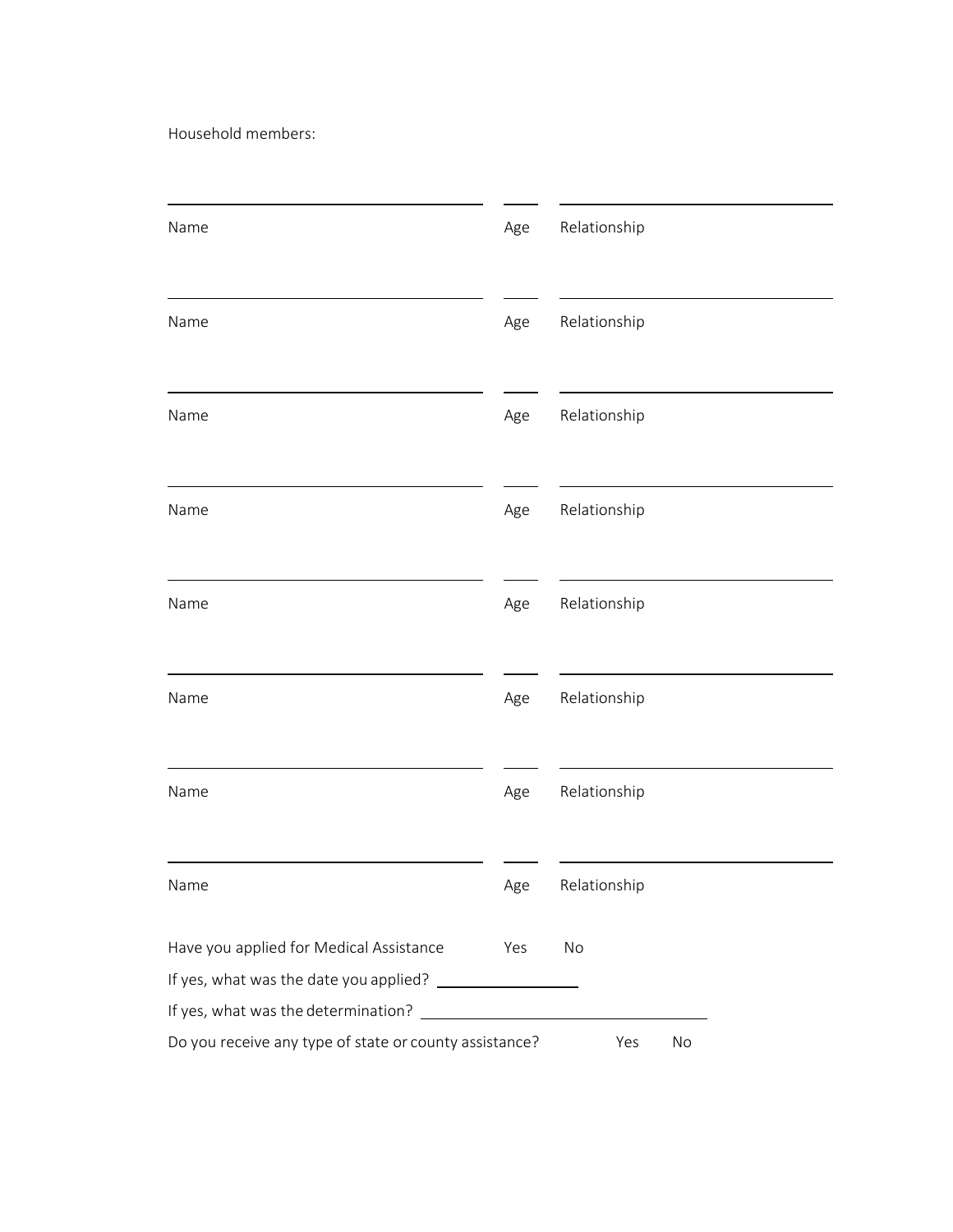Household members:

| Name | Age | Relationship |
|---|---|---|
| | | |
| | | |
| | | |
| | | |
| | | |
| | | |
| | | |
| | | |

Have you applied for Medical Assistance Yes No

If yes, what was the date you applied? ________________

If yes, what was the determination? ________________________________

Do you receive any type of state or county assistance? Yes No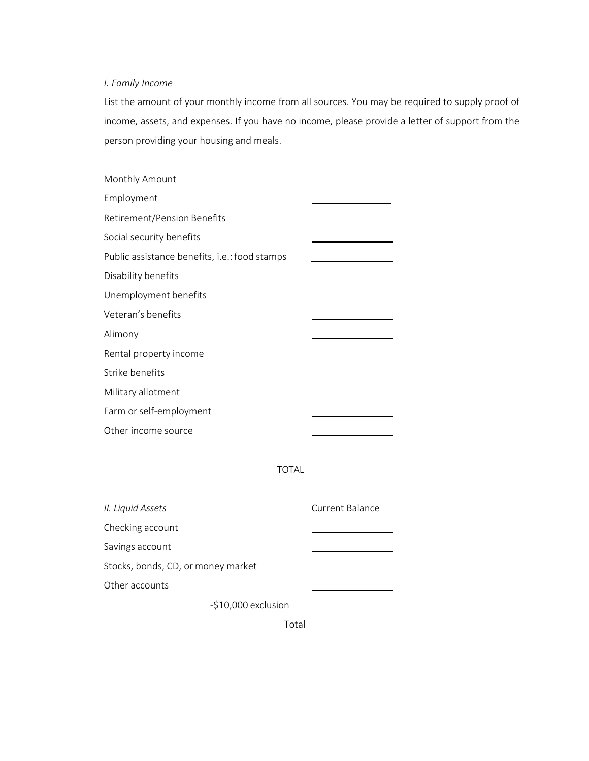*I. Family Income*

List the amount of your monthly income from all sources. You may be required to supply proof of income, assets, and expenses. If you have no income, please provide a letter of support from the person providing your housing and meals.

| Monthly Amount | |
|---|---|
| Employment | \_\_\_\_\_\_\_\_\_\_\_\_\_\_ |
| Retirement/Pension Benefits | \_\_\_\_\_\_\_\_\_\_\_\_\_\_ |
| Social security benefits | \_\_\_\_\_\_\_\_\_\_\_\_\_\_ |
| Public assistance benefits, i.e.: food stamps | \_\_\_\_\_\_\_\_\_\_\_\_\_\_ |
| Disability benefits | \_\_\_\_\_\_\_\_\_\_\_\_\_\_ |
| Unemployment benefits | \_\_\_\_\_\_\_\_\_\_\_\_\_\_ |
| Veteran's benefits | \_\_\_\_\_\_\_\_\_\_\_\_\_\_ |
| Alimony | \_\_\_\_\_\_\_\_\_\_\_\_\_\_ |
| Rental property income | \_\_\_\_\_\_\_\_\_\_\_\_\_\_ |
| Strike benefits | \_\_\_\_\_\_\_\_\_\_\_\_\_\_ |
| Military allotment | \_\_\_\_\_\_\_\_\_\_\_\_\_\_ |
| Farm or self-employment | \_\_\_\_\_\_\_\_\_\_\_\_\_\_ |
| Other income source | \_\_\_\_\_\_\_\_\_\_\_\_\_\_ |
| TOTAL | \_\_\_\_\_\_\_\_\_\_\_\_\_\_ |

| *II. Liquid Assets* | Current Balance |
|---|---|
| Checking account | \_\_\_\_\_\_\_\_\_\_\_\_\_\_ |
| Savings account | \_\_\_\_\_\_\_\_\_\_\_\_\_\_ |
| Stocks, bonds, CD, or money market | \_\_\_\_\_\_\_\_\_\_\_\_\_\_ |
| Other accounts | \_\_\_\_\_\_\_\_\_\_\_\_\_\_ |
| -$10,000 exclusion | \_\_\_\_\_\_\_\_\_\_\_\_\_\_ |
| Total | \_\_\_\_\_\_\_\_\_\_\_\_\_\_ |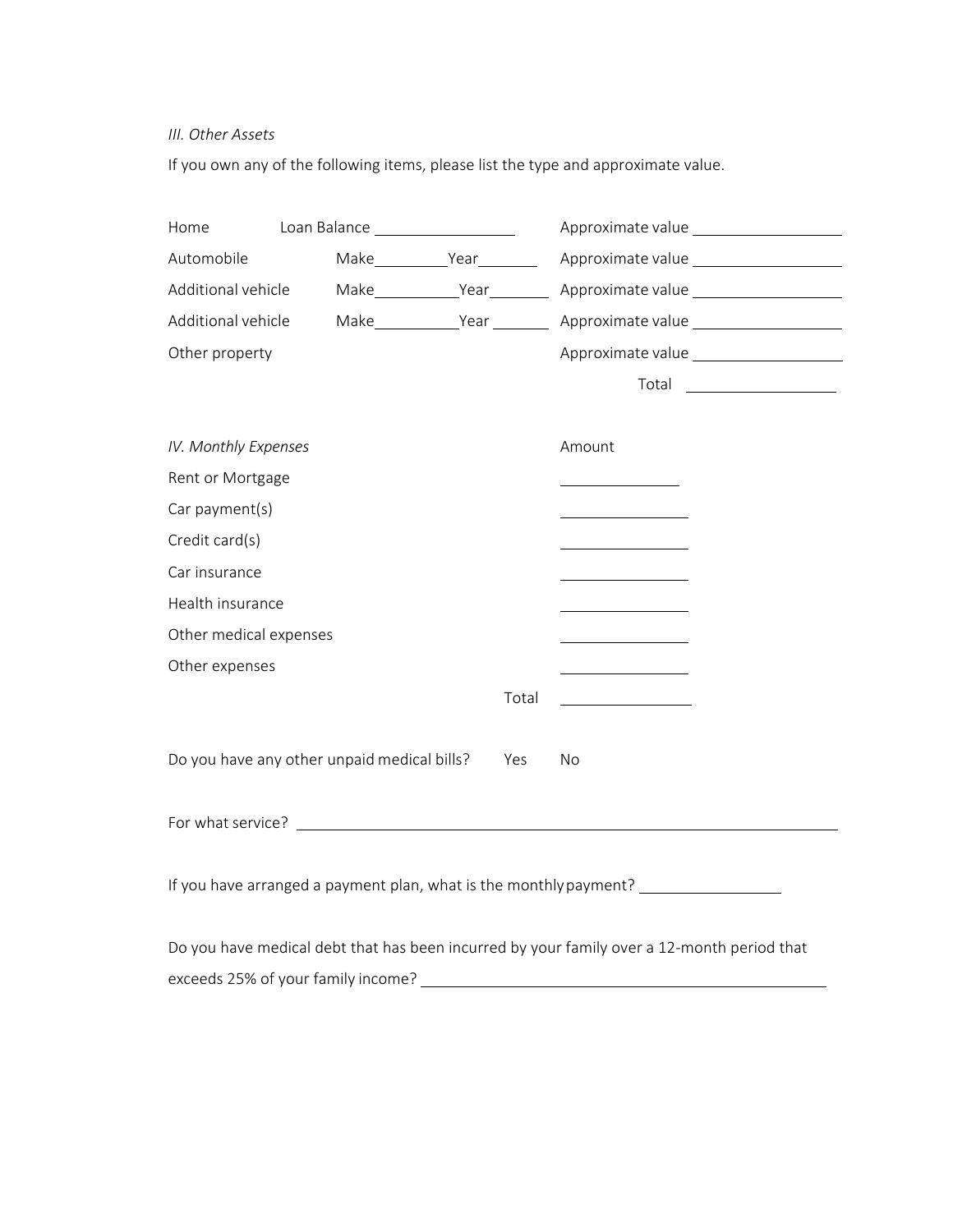*III. Other Assets*

If you own any of the following items, please list the type and approximate value.

| | | |
|---|---|---|
| Home | Loan Balance ________________ | Approximate value ________________ |
| Automobile | Make__________Year________ | Approximate value ________________ |
| Additional vehicle | Make__________Year________ | Approximate value ________________ |
| Additional vehicle | Make__________Year________ | Approximate value ________________ |
| Other property | | Approximate value ________________ |
| | | Total ________________ |

| *IV. Monthly Expenses* | Amount |
|---|---|
| Rent or Mortgage | ________________ |
| Car payment(s) | ________________ |
| Credit card(s) | ________________ |
| Car insurance | ________________ |
| Health insurance | ________________ |
| Other medical expenses | ________________ |
| Other expenses | ________________ |
| Total | ________________ |

Do you have any other unpaid medical bills? Yes No

For what service? ________________________________________________________________

If you have arranged a payment plan, what is the monthly payment? ________________

Do you have medical debt that has been incurred by your family over a 12-month period that exceeds 25% of your family income? ________________________________________________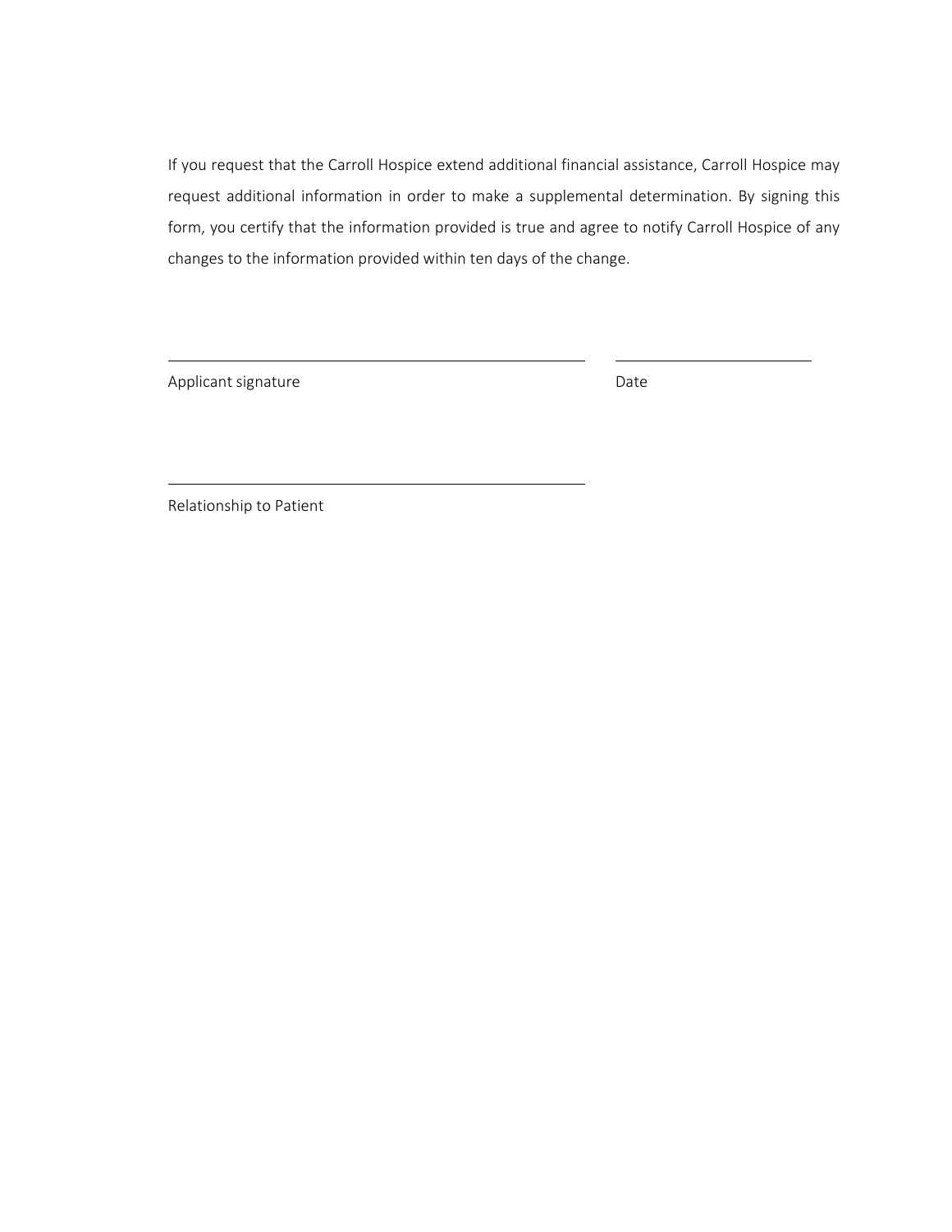If you request that the Carroll Hospice extend additional financial assistance, Carroll Hospice may request additional information in order to make a supplemental determination. By signing this form, you certify that the information provided is true and agree to notify Carroll Hospice of any changes to the information provided within ten days of the change.

\_\_\_\_\_\_\_\_\_\_\_\_\_\_\_\_\_\_\_\_\_\_\_\_\_\_\_\_\_\_\_\_\_\_\_\_\_\_\_\_\_\_ \_\_\_\_\_\_\_\_\_\_\_\_\_\_\_\_\_\_\_\_

Applicant signature Date

\_\_\_\_\_\_\_\_\_\_\_\_\_\_\_\_\_\_\_\_\_\_\_\_\_\_\_\_\_\_\_\_\_\_\_\_\_\_\_\_\_\_

Relationship to Patient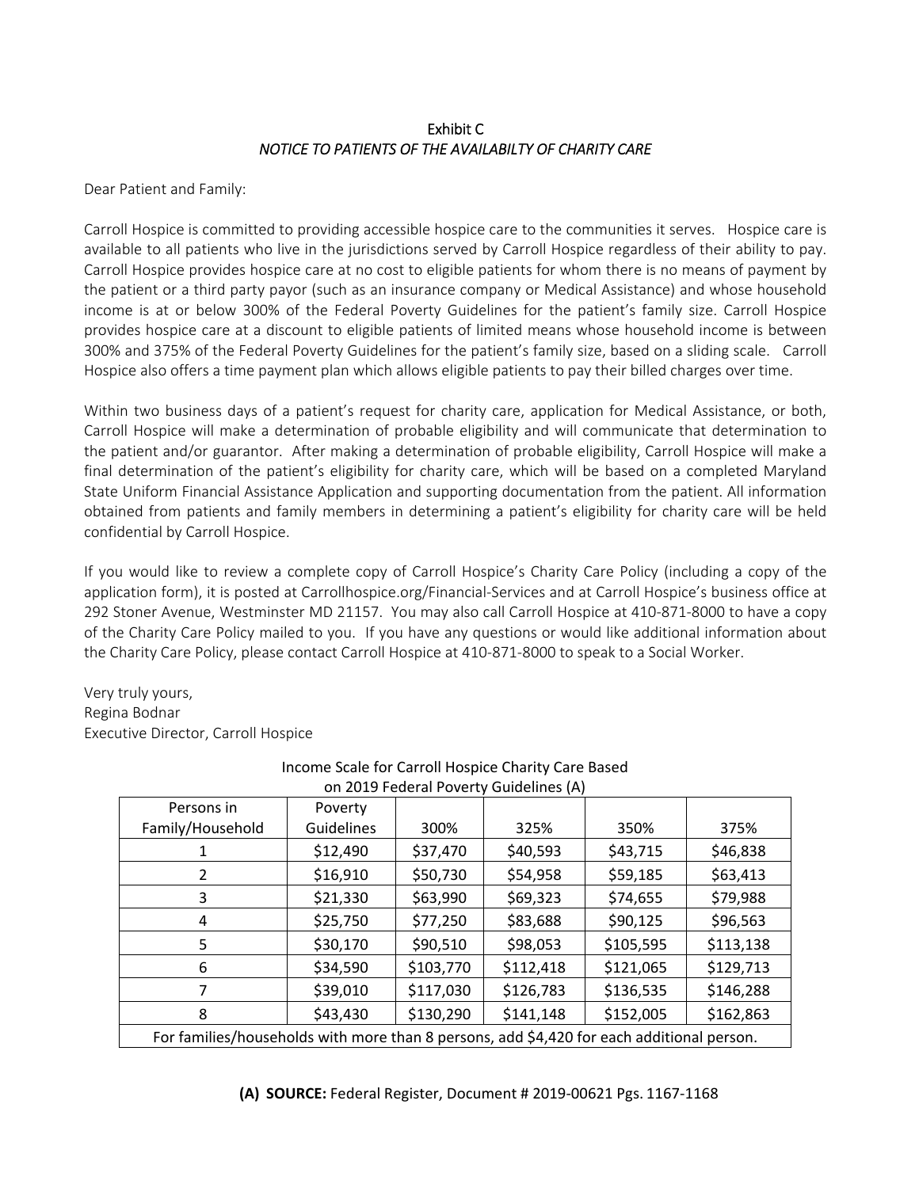# Exhibit C

## *NOTICE TO PATIENTS OF THE AVAILABILTY OF CHARITY CARE*

Dear Patient and Family:

Carroll Hospice is committed to providing accessible hospice care to the communities it serves. Hospice care is available to all patients who live in the jurisdictions served by Carroll Hospice regardless of their ability to pay. Carroll Hospice provides hospice care at no cost to eligible patients for whom there is no means of payment by the patient or a third party payor (such as an insurance company or Medical Assistance) and whose household income is at or below 300% of the Federal Poverty Guidelines for the patient's family size. Carroll Hospice provides hospice care at a discount to eligible patients of limited means whose household income is between 300% and 375% of the Federal Poverty Guidelines for the patient's family size, based on a sliding scale. Carroll Hospice also offers a time payment plan which allows eligible patients to pay their billed charges over time.

Within two business days of a patient's request for charity care, application for Medical Assistance, or both, Carroll Hospice will make a determination of probable eligibility and will communicate that determination to the patient and/or guarantor. After making a determination of probable eligibility, Carroll Hospice will make a final determination of the patient's eligibility for charity care, which will be based on a completed Maryland State Uniform Financial Assistance Application and supporting documentation from the patient. All information obtained from patients and family members in determining a patient's eligibility for charity care will be held confidential by Carroll Hospice.

If you would like to review a complete copy of Carroll Hospice's Charity Care Policy (including a copy of the application form), it is posted at Carrollhospice.org/Financial-Services and at Carroll Hospice's business office at 292 Stoner Avenue, Westminster MD 21157. You may also call Carroll Hospice at 410-871-8000 to have a copy of the Charity Care Policy mailed to you. If you have any questions or would like additional information about the Charity Care Policy, please contact Carroll Hospice at 410-871-8000 to speak to a Social Worker.

Very truly yours,
Regina Bodnar
Executive Director, Carroll Hospice

Income Scale for Carroll Hospice Charity Care Based on 2019 Federal Poverty Guidelines (A)

| Persons in Family/Household | Poverty Guidelines | 300% | 325% | 350% | 375% |
|---|---|---|---|---|---|
| 1 | $12,490 | $37,470 | $40,593 | $43,715 | $46,838 |
| 2 | $16,910 | $50,730 | $54,958 | $59,185 | $63,413 |
| 3 | $21,330 | $63,990 | $69,323 | $74,655 | $79,988 |
| 4 | $25,750 | $77,250 | $83,688 | $90,125 | $96,563 |
| 5 | $30,170 | $90,510 | $98,053 | $105,595 | $113,138 |
| 6 | $34,590 | $103,770 | $112,418 | $121,065 | $129,713 |
| 7 | $39,010 | $117,030 | $126,783 | $136,535 | $146,288 |
| 8 | $43,430 | $130,290 | $141,148 | $152,005 | $162,863 |
| For families/households with more than 8 persons, add $4,420 for each additional person. | | | | | |

**(A) SOURCE:** Federal Register, Document # 2019-00621 Pgs. 1167-1168